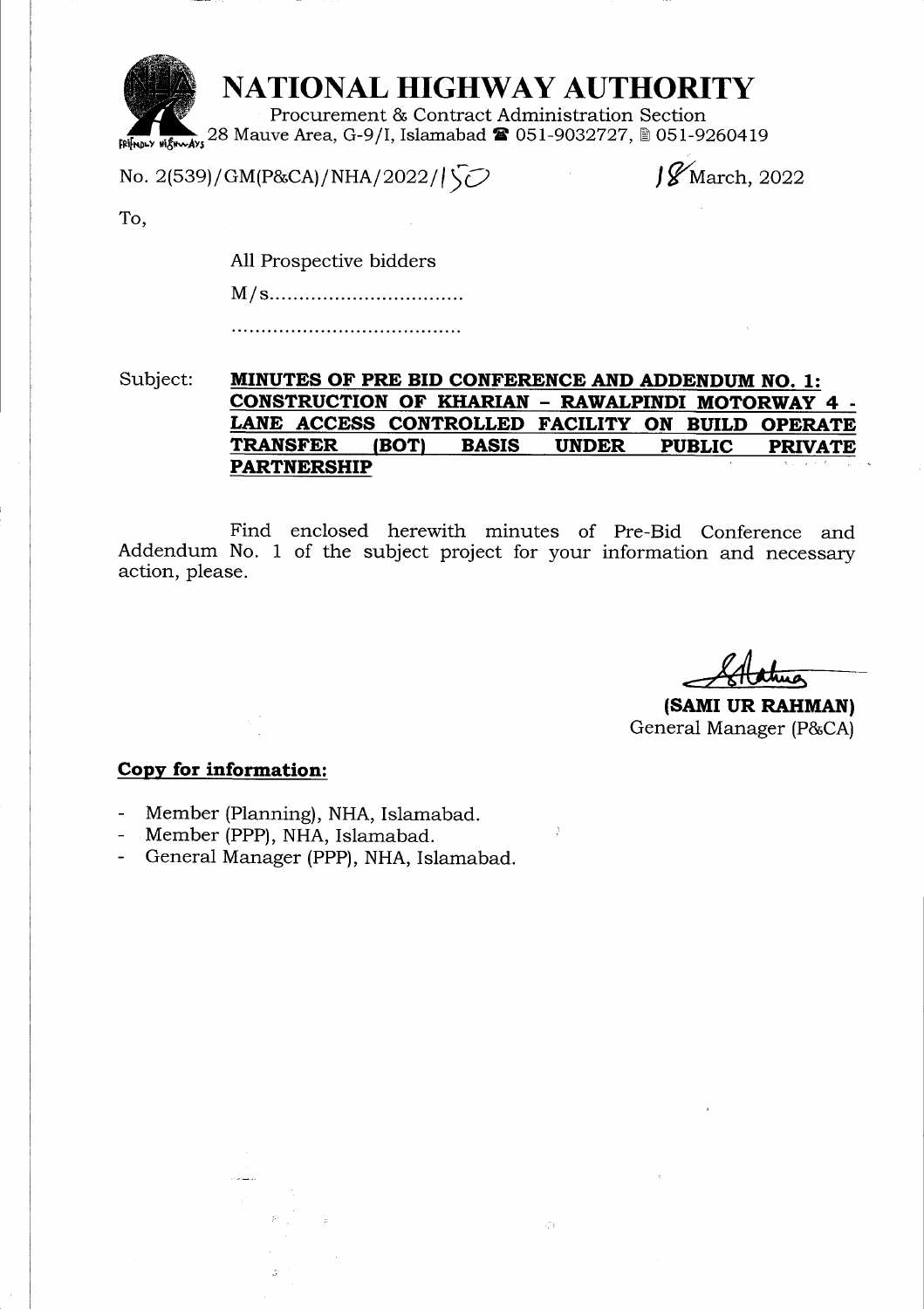# NATIONAL HIGHWAY AUTHORITY

Procurement & Contract Administration Section
28 Mauve Area, G-9/I, Islamabad ☎ 051-9032727, 🖷 051-9260419

No. 2(539)/GM(P&CA)/NHA/2022/150 18 March, 2022

To,

All Prospective bidders

M/s.................................

.........................................

Subject: **MINUTES OF PRE BID CONFERENCE AND ADDENDUM NO. 1: CONSTRUCTION OF KHARIAN - RAWALPINDI MOTORWAY 4 - LANE ACCESS CONTROLLED FACILITY ON BUILD OPERATE TRANSFER (BOT) BASIS UNDER PUBLIC PRIVATE PARTNERSHIP**

Find enclosed herewith minutes of Pre-Bid Conference and Addendum No. 1 of the subject project for your information and necessary action, please.

**(SAMI UR RAHMAN)**
General Manager (P&CA)

**Copy for information:**

- Member (Planning), NHA, Islamabad.
- Member (PPP), NHA, Islamabad.
- General Manager (PPP), NHA, Islamabad.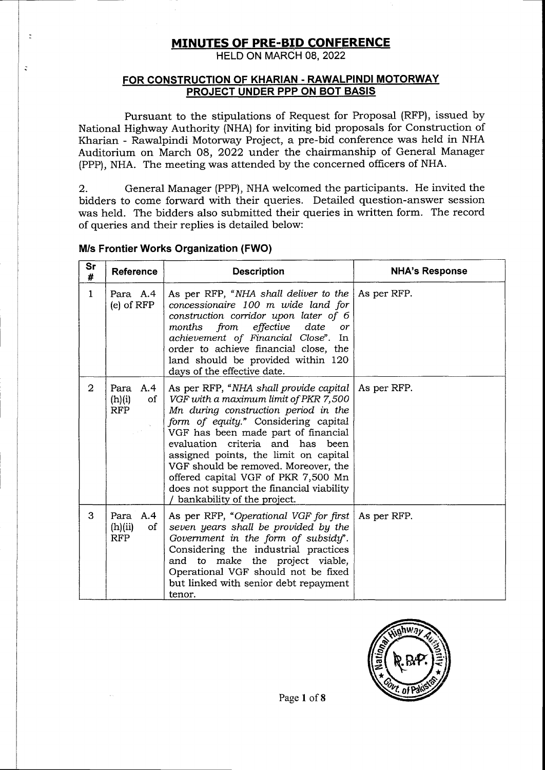# MINUTES OF PRE-BID CONFERENCE

HELD ON MARCH 08, 2022

## FOR CONSTRUCTION OF KHARIAN - RAWALPINDI MOTORWAY PROJECT UNDER PPP ON BOT BASIS

Pursuant to the stipulations of Request for Proposal (RFP), issued by National Highway Authority (NHA) for inviting bid proposals for Construction of Kharian - Rawalpindi Motorway Project, a pre-bid conference was held in NHA Auditorium on March 08, 2022 under the chairmanship of General Manager (PPP), NHA. The meeting was attended by the concerned officers of NHA.

2. General Manager (PPP), NHA welcomed the participants. He invited the bidders to come forward with their queries. Detailed question-answer session was held. The bidders also submitted their queries in written form. The record of queries and their replies is detailed below:

### M/s Frontier Works Organization (FWO)

| Sr # | Reference | Description | NHA's Response |
|---|---|---|---|
| 1 | Para A.4 (e) of RFP | As per RFP, "*NHA shall deliver to the concessionaire 100 m wide land for construction corridor upon later of 6 months from effective date or achievement of Financial Close*". In order to achieve financial close, the land should be provided within 120 days of the effective date. | As per RFP. |
| 2 | Para A.4 (h)(i) of RFP | As per RFP, "*NHA shall provide capital VGF with a maximum limit of PKR 7,500 Mn during construction period in the form of equity.*" Considering capital VGF has been made part of financial evaluation criteria and has been assigned points, the limit on capital VGF should be removed. Moreover, the offered capital VGF of PKR 7,500 Mn does not support the financial viability / bankability of the project. | As per RFP. |
| 3 | Para A.4 (h)(ii) of RFP | As per RFP, "*Operational VGF for first seven years shall be provided by the Government in the form of subsidy*". Considering the industrial practices and to make the project viable, Operational VGF should not be fixed but linked with senior debt repayment tenor. | As per RFP. |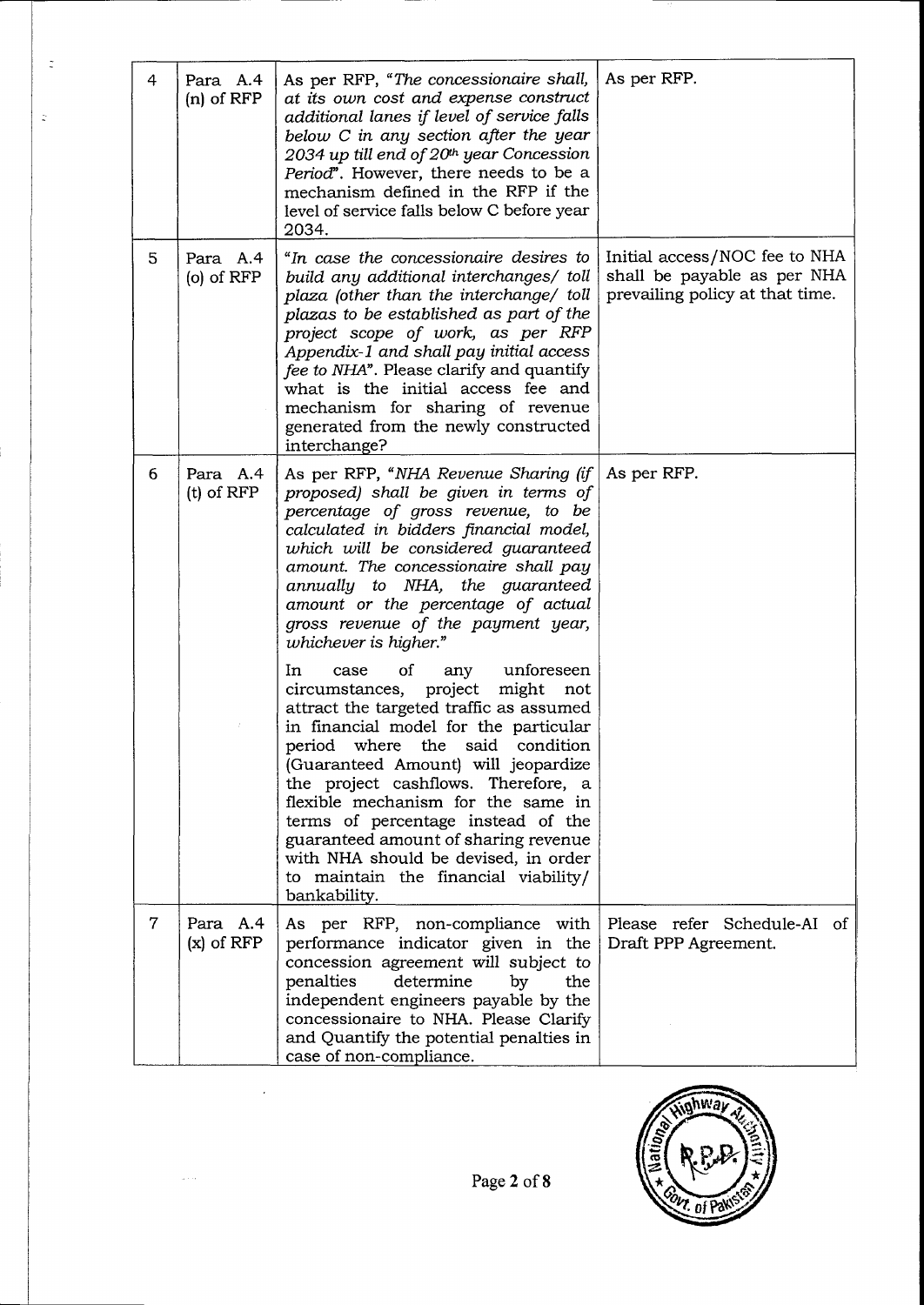| 4 | Para A.4 (n) of RFP | As per RFP, "*The concessionaire shall, at its own cost and expense construct additional lanes if level of service falls below C in any section after the year 2034 up till end of 20th year Concession Period*". However, there needs to be a mechanism defined in the RFP if the level of service falls below C before year 2034. | As per RFP. |
|---|---|---|---|
| 5 | Para A.4 (o) of RFP | "*In case the concessionaire desires to build any additional interchanges/ toll plaza (other than the interchange/ toll plazas to be established as part of the project scope of work, as per RFP Appendix-1 and shall pay initial access fee to NHA*". Please clarify and quantify what is the initial access fee and mechanism for sharing of revenue generated from the newly constructed interchange? | Initial access/NOC fee to NHA shall be payable as per NHA prevailing policy at that time. |
| 6 | Para A.4 (t) of RFP | As per RFP, "*NHA Revenue Sharing (if proposed) shall be given in terms of percentage of gross revenue, to be calculated in bidders financial model, which will be considered guaranteed amount. The concessionaire shall pay annually to NHA, the guaranteed amount or the percentage of actual gross revenue of the payment year, whichever is higher.*"<br><br>In case of any unforeseen circumstances, project might not attract the targeted traffic as assumed in financial model for the particular period where the said condition (Guaranteed Amount) will jeopardize the project cashflows. Therefore, a flexible mechanism for the same in terms of percentage instead of the guaranteed amount of sharing revenue with NHA should be devised, in order to maintain the financial viability/ bankability. | As per RFP. |
| 7 | Para A.4 (x) of RFP | As per RFP, non-compliance with performance indicator given in the concession agreement will subject to penalties determine by the independent engineers payable by the concessionaire to NHA. Please Clarify and Quantify the potential penalties in case of non-compliance. | Please refer Schedule-AI of Draft PPP Agreement. |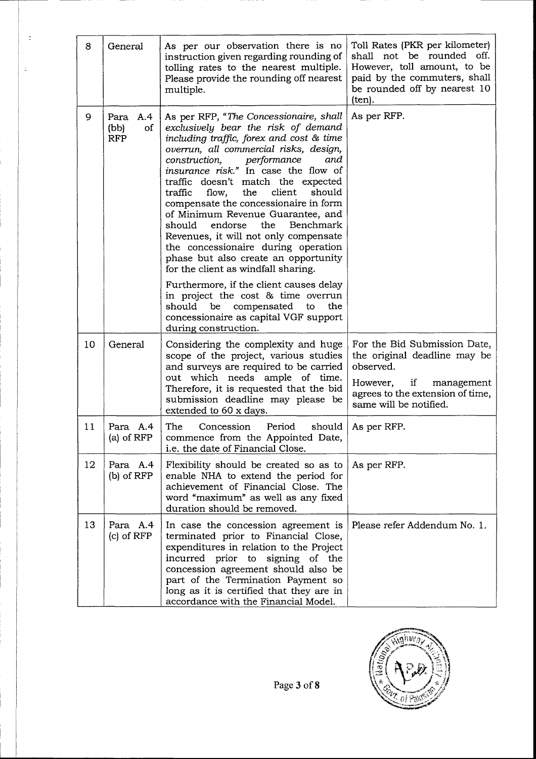| 8 | General | As per our observation there is no instruction given regarding rounding of tolling rates to the nearest multiple. Please provide the rounding off nearest multiple. | Toll Rates (PKR per kilometer) shall not be rounded off. However, toll amount, to be paid by the commuters, shall be rounded off by nearest 10 (ten). |
|---|---|---|---|
| 9 | Para A.4 (bb) of RFP | As per RFP, "*The Concessionaire, shall exclusively bear the risk of demand including traffic, forex and cost & time overrun, all commercial risks, design, construction, performance and insurance risk.*" In case the flow of traffic doesn't match the expected traffic flow, the client should compensate the concessionaire in form of Minimum Revenue Guarantee, and should endorse the Benchmark Revenues, it will not only compensate the concessionaire during operation phase but also create an opportunity for the client as windfall sharing.<br><br>Furthermore, if the client causes delay in project the cost & time overrun should be compensated to the concessionaire as capital VGF support during construction. | As per RFP. |
| 10 | General | Considering the complexity and huge scope of the project, various studies and surveys are required to be carried out which needs ample of time. Therefore, it is requested that the bid submission deadline may please be extended to 60 x days. | For the Bid Submission Date, the original deadline may be observed.<br><br>However, if management agrees to the extension of time, same will be notified. |
| 11 | Para A.4 (a) of RFP | The Concession Period should commence from the Appointed Date, i.e. the date of Financial Close. | As per RFP. |
| 12 | Para A.4 (b) of RFP | Flexibility should be created so as to enable NHA to extend the period for achievement of Financial Close. The word "maximum" as well as any fixed duration should be removed. | As per RFP. |
| 13 | Para A.4 (c) of RFP | In case the concession agreement is terminated prior to Financial Close, expenditures in relation to the Project incurred prior to signing of the concession agreement should also be part of the Termination Payment so long as it is certified that they are in accordance with the Financial Model. | Please refer Addendum No. 1. |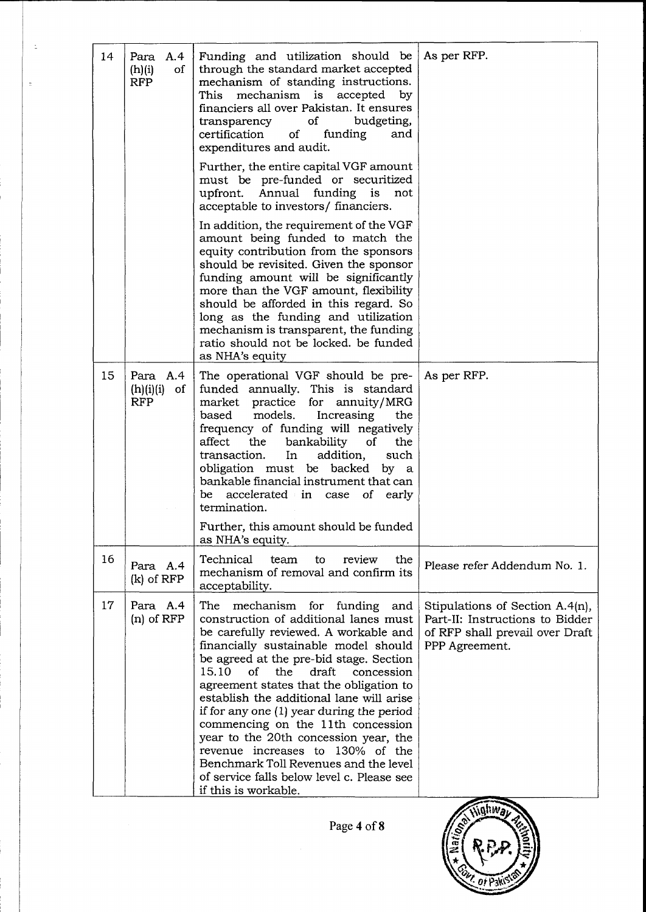| 14 | Para A.4 (h)(i) of RFP | Funding and utilization should be through the standard market accepted mechanism of standing instructions. This mechanism is accepted by financiers all over Pakistan. It ensures transparency of budgeting, certification of funding and expenditures and audit.<br><br>Further, the entire capital VGF amount must be pre-funded or securitized upfront. Annual funding is not acceptable to investors/ financiers.<br><br>In addition, the requirement of the VGF amount being funded to match the equity contribution from the sponsors should be revisited. Given the sponsor funding amount will be significantly more than the VGF amount, flexibility should be afforded in this regard. So long as the funding and utilization mechanism is transparent, the funding ratio should not be locked. be funded as NHA's equity | As per RFP. |
|---|---|---|---|
| 15 | Para A.4 (h)(i)(i) of RFP | The operational VGF should be pre-funded annually. This is standard market practice for annuity/MRG based models. Increasing the frequency of funding will negatively affect the bankability of the transaction. In addition, such obligation must be backed by a bankable financial instrument that can be accelerated in case of early termination.<br><br>Further, this amount should be funded as NHA's equity. | As per RFP. |
| 16 | Para A.4 (k) of RFP | Technical team to review the mechanism of removal and confirm its acceptability. | Please refer Addendum No. 1. |
| 17 | Para A.4 (n) of RFP | The mechanism for funding and construction of additional lanes must be carefully reviewed. A workable and financially sustainable model should be agreed at the pre-bid stage. Section 15.10 of the draft concession agreement states that the obligation to establish the additional lane will arise if for any one (1) year during the period commencing on the 11th concession year to the 20th concession year, the revenue increases to 130% of the Benchmark Toll Revenues and the level of service falls below level c. Please see if this is workable. | Stipulations of Section A.4(n), Part-II: Instructions to Bidder of RFP shall prevail over Draft PPP Agreement. |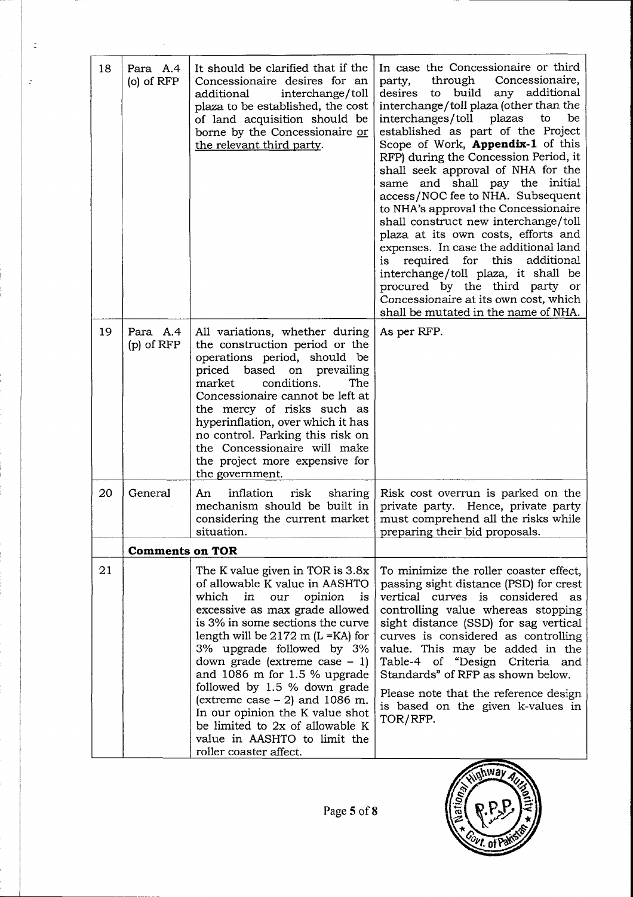| 18 | Para A.4 (o) of RFP | It should be clarified that if the Concessionaire desires for an additional interchange/toll plaza to be established, the cost of land acquisition should be borne by the Concessionaire <u>or the relevant third party</u>. | In case the Concessionaire or third party, through Concessionaire, desires to build any additional interchange/toll plaza (other than the interchanges/toll plazas to be established as part of the Project Scope of Work, **Appendix-1** of this RFP) during the Concession Period, it shall seek approval of NHA for the same and shall pay the initial access/NOC fee to NHA. Subsequent to NHA's approval the Concessionaire shall construct new interchange/toll plaza at its own costs, efforts and expenses. In case the additional land is required for this additional interchange/toll plaza, it shall be procured by the third party or Concessionaire at its own cost, which shall be mutated in the name of NHA. |
|---|---|---|---|
| 19 | Para A.4 (p) of RFP | All variations, whether during the construction period or the operations period, should be priced based on prevailing market conditions. The Concessionaire cannot be left at the mercy of risks such as hyperinflation, over which it has no control. Parking this risk on the Concessionaire will make the project more expensive for the government. | As per RFP. |
| 20 | General | An inflation risk sharing mechanism should be built in considering the current market situation. | Risk cost overrun is parked on the private party. Hence, private party must comprehend all the risks while preparing their bid proposals. |
| | **Comments on TOR** | | |
| 21 | | The K value given in TOR is 3.8x of allowable K value in AASHTO which *in our opinion* is excessive as max grade allowed is 3% in some sections the curve length will be 2172 m (L =KA) for 3% upgrade followed by 3% down grade (extreme case – 1) and 1086 m for 1.5 % upgrade followed by 1.5 % down grade (extreme case – 2) and 1086 m. In our opinion the K value shot be limited to 2x of allowable K value in AASHTO to limit the roller coaster affect. | To minimize the roller coaster effect, passing sight distance (PSD) for crest vertical curves is considered as controlling value whereas stopping sight distance (SSD) for sag vertical curves is considered as controlling value. This may be added in the Table-4 of "Design Criteria and Standards" of RFP as shown below.<br><br>Please note that the reference design is based on the given k-values in TOR/RFP. |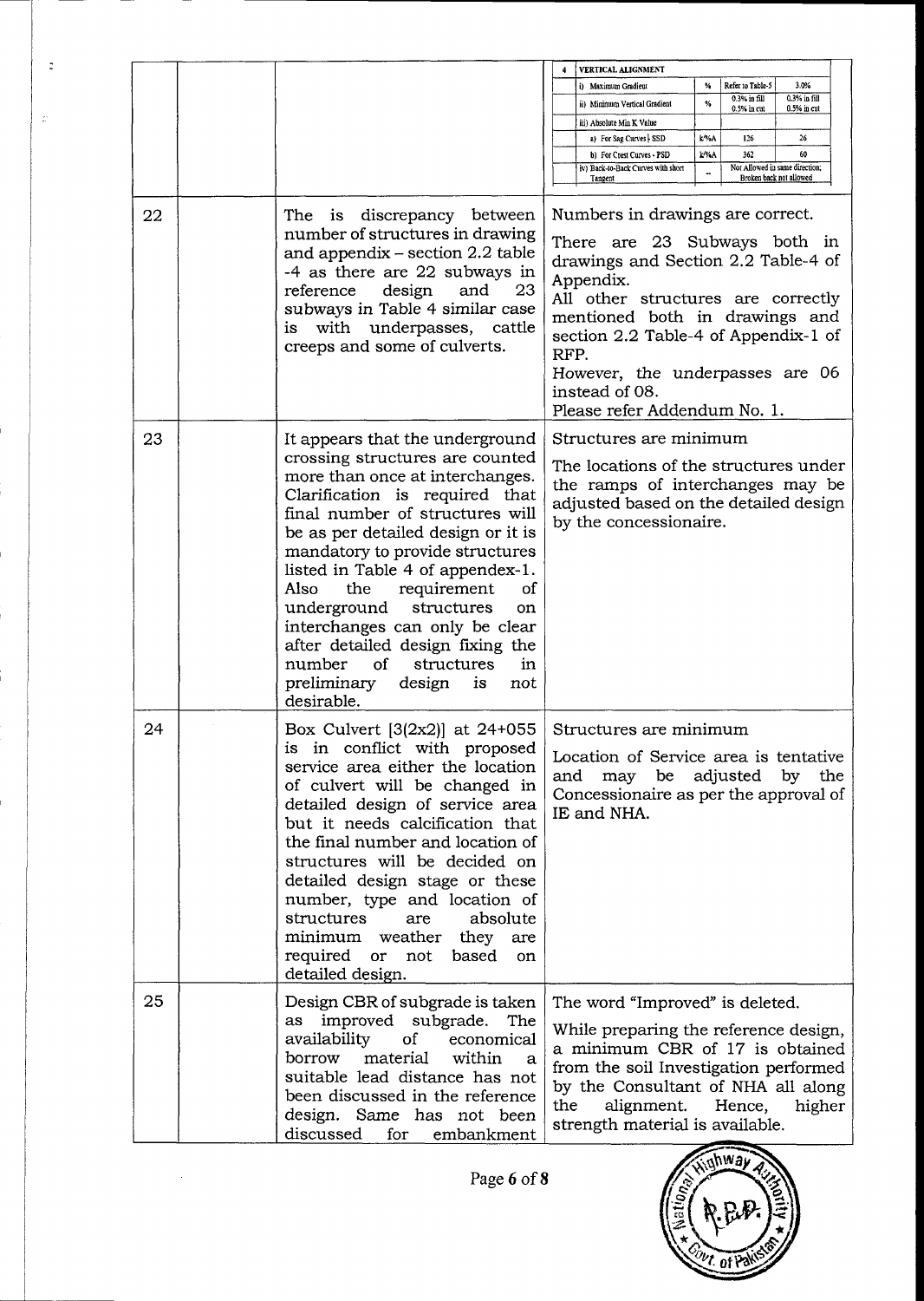| | | | |
|---|---|---|---|
| | | | **4 VERTICAL ALIGNMENT**<br><br>i) Maximum Gradient — % — Refer to Table-5 — 3.0%<br>ii) Minimum Vertical Gradient — % — 0.3% in fill, 0.5% in cut — 0.3% in fill, 0.5% in cut<br>iii) Absolute Min K Value<br>a) For Sag Curves - SSD — k/%A — 126 — 26<br>b) For Crest Curves - PSD — k/%A — 362 — 60<br>iv) Back-to-Back Curves with short Tangent — -- — Not Allowed in same direction; Broken back not allowed |
| 22 | | The is discrepancy between number of structures in drawing and appendix – section 2.2 table -4 as there are 22 subways in reference design and 23 subways in Table 4 similar case is with underpasses, cattle creeps and some of culverts. | Numbers in drawings are correct.<br><br>There are 23 Subways both in drawings and Section 2.2 Table-4 of Appendix.<br>All other structures are correctly mentioned both in drawings and section 2.2 Table-4 of Appendix-1 of RFP.<br>However, the underpasses are 06 instead of 08.<br>Please refer Addendum No. 1. |
| 23 | | It appears that the underground crossing structures are counted more than once at interchanges. Clarification is required that final number of structures will be as per detailed design or it is mandatory to provide structures listed in Table 4 of appendex-1. Also the requirement of underground structures on interchanges can only be clear after detailed design fixing the number of structures in preliminary design is not desirable. | Structures are minimum<br><br>The locations of the structures under the ramps of interchanges may be adjusted based on the detailed design by the concessionaire. |
| 24 | | Box Culvert [3(2x2)] at 24+055 is in conflict with proposed service area either the location of culvert will be changed in detailed design of service area but it needs calcification that the final number and location of structures will be decided on detailed design stage or these number, type and location of structures are absolute minimum weather they are required or not based on detailed design. | Structures are minimum<br><br>Location of Service area is tentative and may be adjusted by the Concessionaire as per the approval of IE and NHA. |
| 25 | | Design CBR of subgrade is taken as improved subgrade. The availability of economical borrow material within a suitable lead distance has not been discussed in the reference design. Same has not been discussed for embankment | The word "Improved" is deleted.<br><br>While preparing the reference design, a minimum CBR of 17 is obtained from the soil Investigation performed by the Consultant of NHA all along the alignment. Hence, higher strength material is available. |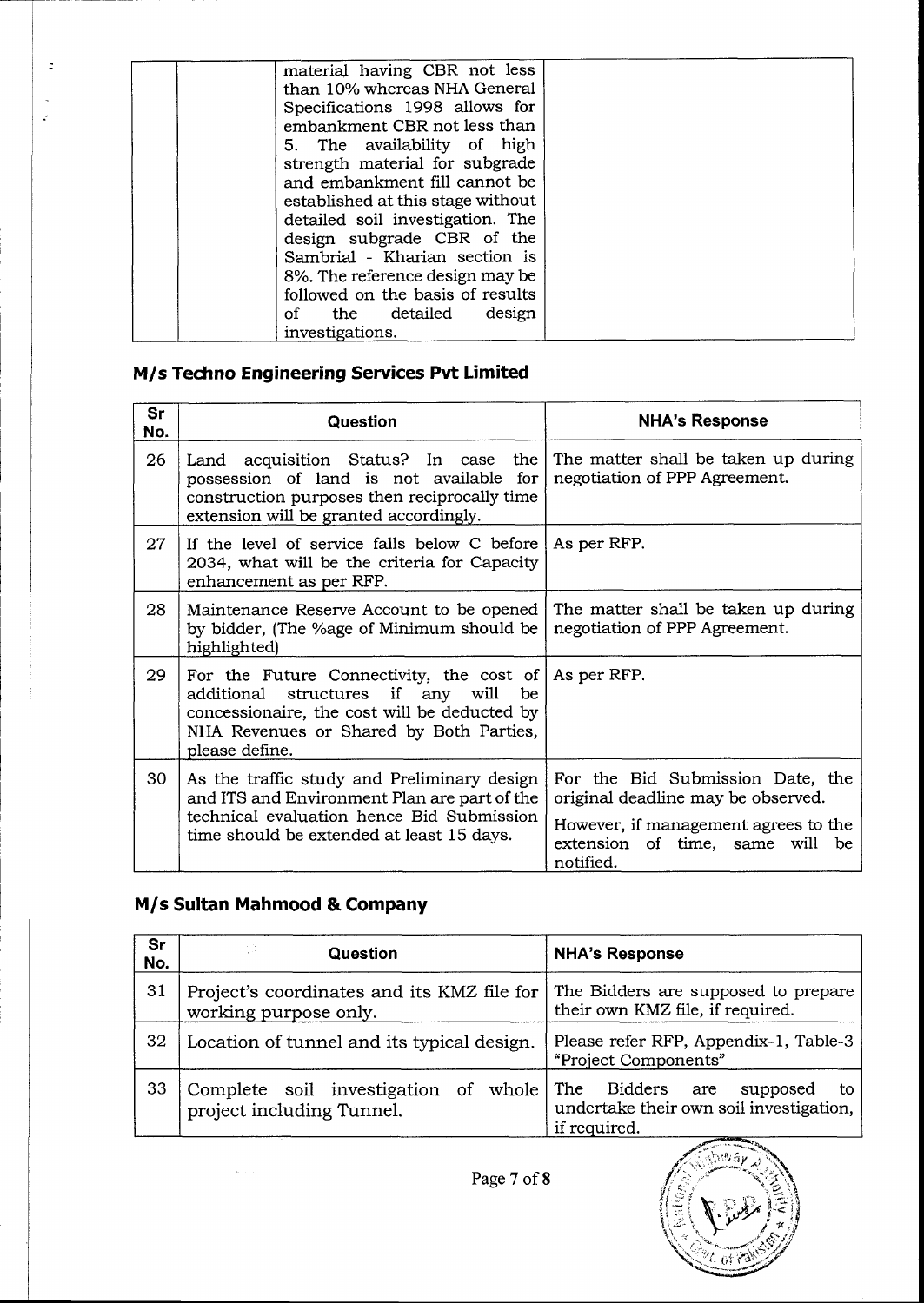| | | material having CBR not less than 10% whereas NHA General Specifications 1998 allows for embankment CBR not less than 5. The availability of high strength material for subgrade and embankment fill cannot be established at this stage without detailed soil investigation. The design subgrade CBR of the Sambrial - Kharian section is 8%. The reference design may be followed on the basis of results of the detailed design investigations. | |
|---|---|---|---|

## M/s Techno Engineering Services Pvt Limited

| Sr No. | Question | NHA's Response |
|---|---|---|
| 26 | Land acquisition Status? In case the possession of land is not available for construction purposes then reciprocally time extension will be granted accordingly. | The matter shall be taken up during negotiation of PPP Agreement. |
| 27 | If the level of service falls below C before 2034, what will be the criteria for Capacity enhancement as per RFP. | As per RFP. |
| 28 | Maintenance Reserve Account to be opened by bidder, (The %age of Minimum should be highlighted) | The matter shall be taken up during negotiation of PPP Agreement. |
| 29 | For the Future Connectivity, the cost of additional structures if any will be concessionaire, the cost will be deducted by NHA Revenues or Shared by Both Parties, please define. | As per RFP. |
| 30 | As the traffic study and Preliminary design and ITS and Environment Plan are part of the technical evaluation hence Bid Submission time should be extended at least 15 days. | For the Bid Submission Date, the original deadline may be observed.<br><br>However, if management agrees to the extension of time, same will be notified. |

## M/s Sultan Mahmood & Company

| Sr No. | Question | NHA's Response |
|---|---|---|
| 31 | Project's coordinates and its KMZ file for working purpose only. | The Bidders are supposed to prepare their own KMZ file, if required. |
| 32 | Location of tunnel and its typical design. | Please refer RFP, Appendix-1, Table-3 "Project Components" |
| 33 | Complete soil investigation of whole project including Tunnel. | The Bidders are supposed to undertake their own soil investigation, if required. |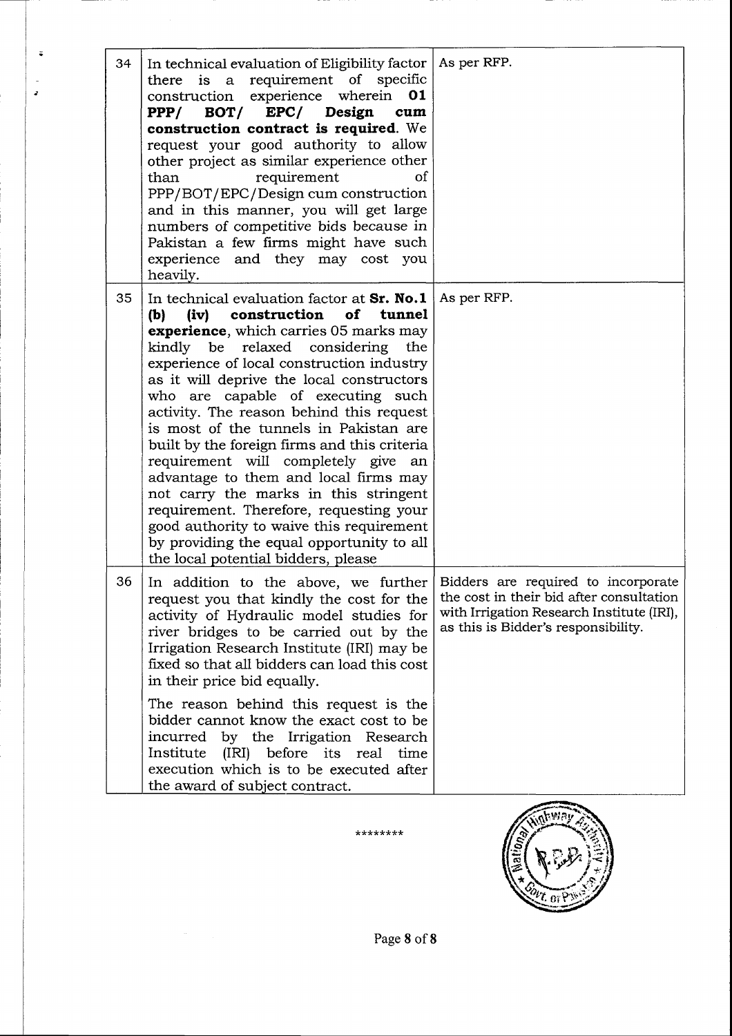| | | |
|---|---|---|
| 34 | In technical evaluation of Eligibility factor there is a requirement of specific construction experience wherein **01 PPP/ BOT/ EPC/ Design cum construction contract is required**. We request your good authority to allow other project as similar experience other than requirement of PPP/BOT/EPC/Design cum construction and in this manner, you will get large numbers of competitive bids because in Pakistan a few firms might have such experience and they may cost you heavily. | As per RFP. |
| 35 | In technical evaluation factor at **Sr. No.1 (b) (iv) construction of tunnel experience**, which carries 05 marks may kindly be relaxed considering the experience of local construction industry as it will deprive the local constructors who are capable of executing such activity. The reason behind this request is most of the tunnels in Pakistan are built by the foreign firms and this criteria requirement will completely give an advantage to them and local firms may not carry the marks in this stringent requirement. Therefore, requesting your good authority to waive this requirement by providing the equal opportunity to all the local potential bidders, please | As per RFP. |
| 36 | In addition to the above, we further request you that kindly the cost for the activity of Hydraulic model studies for river bridges to be carried out by the Irrigation Research Institute (IRI) may be fixed so that all bidders can load this cost in their price bid equally.<br><br>The reason behind this request is the bidder cannot know the exact cost to be incurred by the Irrigation Research Institute (IRI) before its real time execution which is to be executed after the award of subject contract. | Bidders are required to incorporate the cost in their bid after consultation with Irrigation Research Institute (IRI), as this is Bidder's responsibility. |

********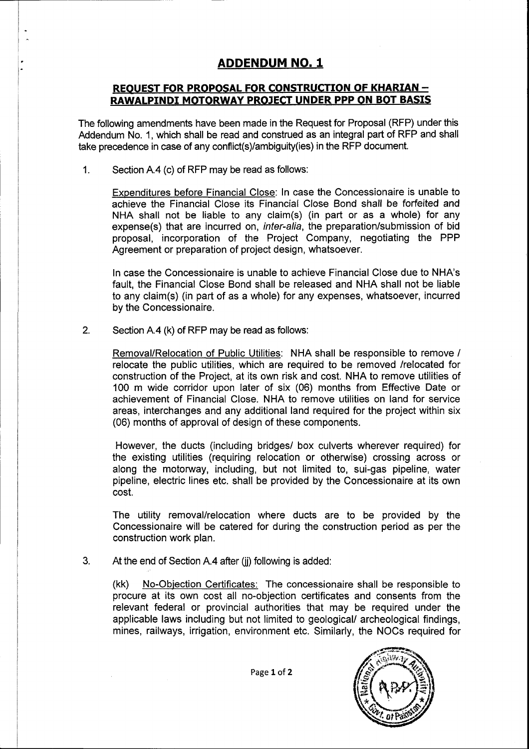# ADDENDUM NO. 1

## REQUEST FOR PROPOSAL FOR CONSTRUCTION OF KHARIAN – RAWALPINDI MOTORWAY PROJECT UNDER PPP ON BOT BASIS

The following amendments have been made in the Request for Proposal (RFP) under this Addendum No. 1, which shall be read and construed as an integral part of RFP and shall take precedence in case of any conflict(s)/ambiguity(ies) in the RFP document.

1. Section A.4 (c) of RFP may be read as follows:

   Expenditures before Financial Close: In case the Concessionaire is unable to achieve the Financial Close its Financial Close Bond shall be forfeited and NHA shall not be liable to any claim(s) (in part or as a whole) for any expense(s) that are incurred on, *inter-alia*, the preparation/submission of bid proposal, incorporation of the Project Company, negotiating the PPP Agreement or preparation of project design, whatsoever.

   In case the Concessionaire is unable to achieve Financial Close due to NHA's fault, the Financial Close Bond shall be released and NHA shall not be liable to any claim(s) (in part of as a whole) for any expenses, whatsoever, incurred by the Concessionaire.

2. Section A.4 (k) of RFP may be read as follows:

   Removal/Relocation of Public Utilities: NHA shall be responsible to remove / relocate the public utilities, which are required to be removed /relocated for construction of the Project, at its own risk and cost. NHA to remove utilities of 100 m wide corridor upon later of six (06) months from Effective Date or achievement of Financial Close. NHA to remove utilities on land for service areas, interchanges and any additional land required for the project within six (06) months of approval of design of these components.

   However, the ducts (including bridges/ box culverts wherever required) for the existing utilities (requiring relocation or otherwise) crossing across or along the motorway, including, but not limited to, sui-gas pipeline, water pipeline, electric lines etc. shall be provided by the Concessionaire at its own cost.

   The utility removal/relocation where ducts are to be provided by the Concessionaire will be catered for during the construction period as per the construction work plan.

3. At the end of Section A.4 after (jj) following is added:

   (kk) No-Objection Certificates: The concessionaire shall be responsible to procure at its own cost all no-objection certificates and consents from the relevant federal or provincial authorities that may be required under the applicable laws including but not limited to geological/ archeological findings, mines, railways, irrigation, environment etc. Similarly, the NOCs required for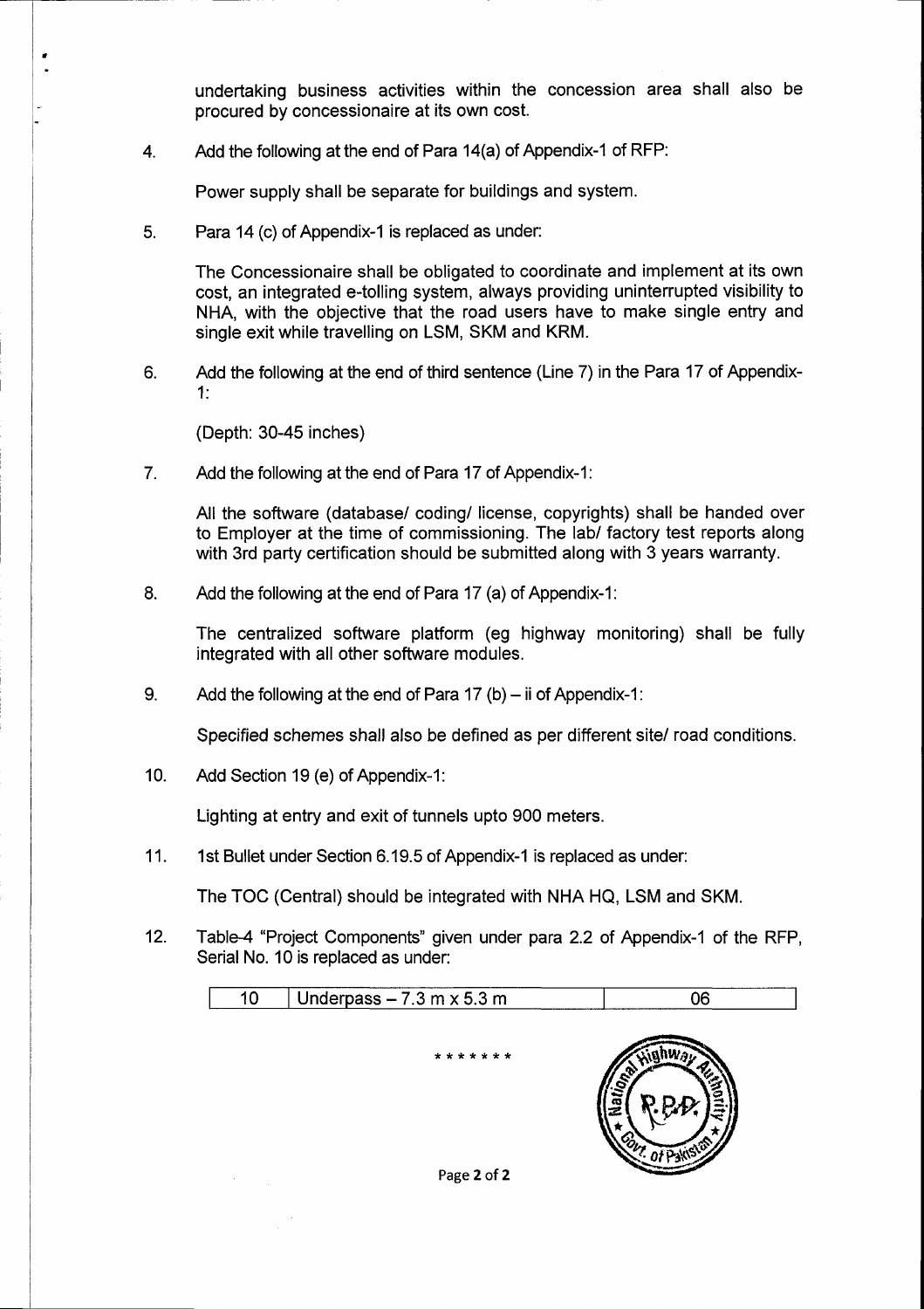undertaking business activities within the concession area shall also be procured by concessionaire at its own cost.

4. Add the following at the end of Para 14(a) of Appendix-1 of RFP:

   Power supply shall be separate for buildings and system.

5. Para 14 (c) of Appendix-1 is replaced as under:

   The Concessionaire shall be obligated to coordinate and implement at its own cost, an integrated e-tolling system, always providing uninterrupted visibility to NHA, with the objective that the road users have to make single entry and single exit while travelling on LSM, SKM and KRM.

6. Add the following at the end of third sentence (Line 7) in the Para 17 of Appendix-1:

   (Depth: 30-45 inches)

7. Add the following at the end of Para 17 of Appendix-1:

   All the software (database/ coding/ license, copyrights) shall be handed over to Employer at the time of commissioning. The lab/ factory test reports along with 3rd party certification should be submitted along with 3 years warranty.

8. Add the following at the end of Para 17 (a) of Appendix-1:

   The centralized software platform (eg highway monitoring) shall be fully integrated with all other software modules.

9. Add the following at the end of Para 17 (b) – ii of Appendix-1:

   Specified schemes shall also be defined as per different site/ road conditions.

10. Add Section 19 (e) of Appendix-1:

    Lighting at entry and exit of tunnels upto 900 meters.

11. 1st Bullet under Section 6.19.5 of Appendix-1 is replaced as under:

    The TOC (Central) should be integrated with NHA HQ, LSM and SKM.

12. Table-4 "Project Components" given under para 2.2 of Appendix-1 of the RFP, Serial No. 10 is replaced as under:

| | | |
|---|---|---|
| 10 | Underpass – 7.3 m x 5.3 m | 06 |

\*\*\*\*\*\*\*